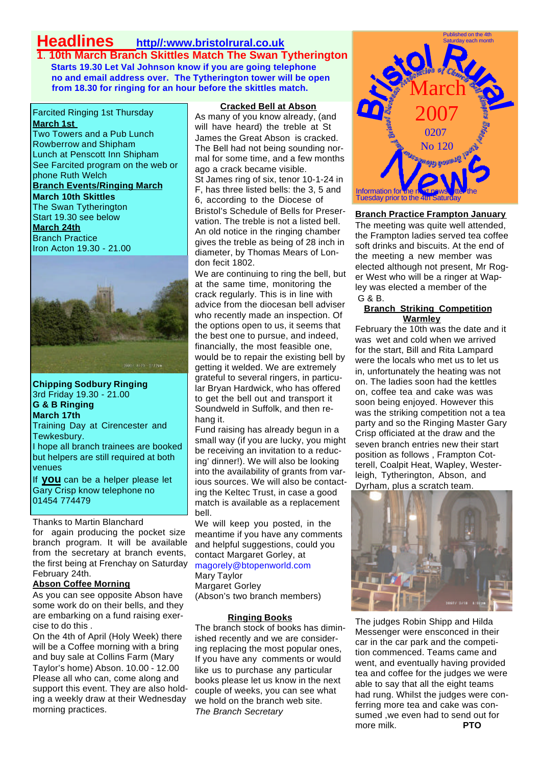# Headlines http//:www.bristolrural.co.uk

**1. 10th March Branch Skittles Match The Swan Tytherington**

**Starts 19.30 Let Val Johnson know if you are going telephone no and email address over. The Tytherington tower will be open from 18.30 for ringing for an hour before the skittles match.**

Bristol Rural News

Published on the 4th Saturday each month

Bristol Diocesan Association of Church Bell Ringers Bristol Rural Branch

March 2007

0207

No 120

Information for the next newsletter the Tuesday prior to the 4th Saturday

Farcited Ringing 1st Thursday

**March 1st**

Two Towers and a Pub Lunch

Rowberrow and Shipham

Lunch at Penscott Inn Shipham

See Farcited program on the web or phone Ruth Welch

**Branch Events/Ringing March**

**March 10th Skittles**

The Swan Tytherington

Start 19.30 see below

**March 24th**

Branch Practice

Iron Acton 19.30 - 21.00

**Chipping Sodbury Ringing**

3rd Friday 19.30 - 21.00

**G & B Ringing**

**March 17th**

Training Day at Cirencester and Tewkesbury.

I hope all branch trainees are booked but helpers are still required at both venues

If **you** can be a helper please let Gary Crisp know telephone no 01454 774479

Thanks to Martin Blanchard for again producing the pocket size branch program. It will be available from the secretary at branch events, the first being at Frenchay on Saturday February 24th.

**Abson Coffee Morning**

As you can see opposite Abson have some work do on their bells, and they are embarking on a fund raising exercise to do this .

On the 4th of April (Holy Week) there will be a Coffee morning with a bring and buy sale at Collins Farm (Mary Taylor's home) Abson. 10.00 - 12.00 Please all who can, come along and support this event. They are also holding a weekly draw at their Wednesday morning practices.

**Cracked Bell at Abson**

As many of you know already, (and will have heard) the treble at St James the Great Abson is cracked. The Bell had not being sounding normal for some time, and a few months ago a crack became visible.

St James ring of six, tenor 10-1-24 in F, has three listed bells: the 3, 5 and 6, according to the Diocese of Bristol's Schedule of Bells for Preservation. The treble is not a listed bell. An old notice in the ringing chamber gives the treble as being of 28 inch in diameter, by Thomas Mears of London fecit 1802.

We are continuing to ring the bell, but at the same time, monitoring the crack regularly. This is in line with advice from the diocesan bell adviser who recently made an inspection. Of the options open to us, it seems that the best one to pursue, and indeed, financially, the most feasible one, would be to repair the existing bell by getting it welded. We are extremely grateful to several ringers, in particular Bryan Hardwick, who has offered to get the bell out and transport it Soundweld in Suffolk, and then rehang it.

Fund raising has already begun in a small way (if you are lucky, you might be receiving an invitation to a reducing' dinner!). We will also be looking into the availability of grants from various sources. We will also be contacting the Keltec Trust, in case a good match is available as a replacement bell.

We will keep you posted, in the meantime if you have any comments and helpful suggestions, could you contact Margaret Gorley, at magorely@btopenworld.com

Mary Taylor

Margaret Gorley

(Abson's two branch members)

**Ringing Books**

The branch stock of books has diminished recently and we are considering replacing the most popular ones, If you have any comments or would like us to purchase any particular books please let us know in the next couple of weeks, you can see what we hold on the branch web site.

*The Branch Secretary*

**Branch Practice Frampton January**

The meeting was quite well attended, the Frampton ladies served tea coffee soft drinks and biscuits. At the end of the meeting a new member was elected although not present, Mr Roger West who will be a ringer at Wapley was elected a member of the G & B.

**Branch Striking Competition Warmley**

February the 10th was the date and it was wet and cold when we arrived for the start, Bill and Rita Lampard were the locals who met us to let us in, unfortunately the heating was not on. The ladies soon had the kettles on, coffee tea and cake was was soon being enjoyed. However this was the striking competition not a tea party and so the Ringing Master Gary Crisp officiated at the draw and the seven branch entries new their start position as follows , Frampton Cotterell, Coalpit Heat, Wapley, Westerleigh, Tytherington, Abson, and Dyrham, plus a scratch team.

The judges Robin Shipp and Hilda Messenger were ensconced in their car in the car park and the competition commenced. Teams came and went, and eventually having provided tea and coffee for the judges we were able to say that all the eight teams had rung. Whilst the judges were conferring more tea and cake was consumed ,we even had to send out for more milk. **PTO**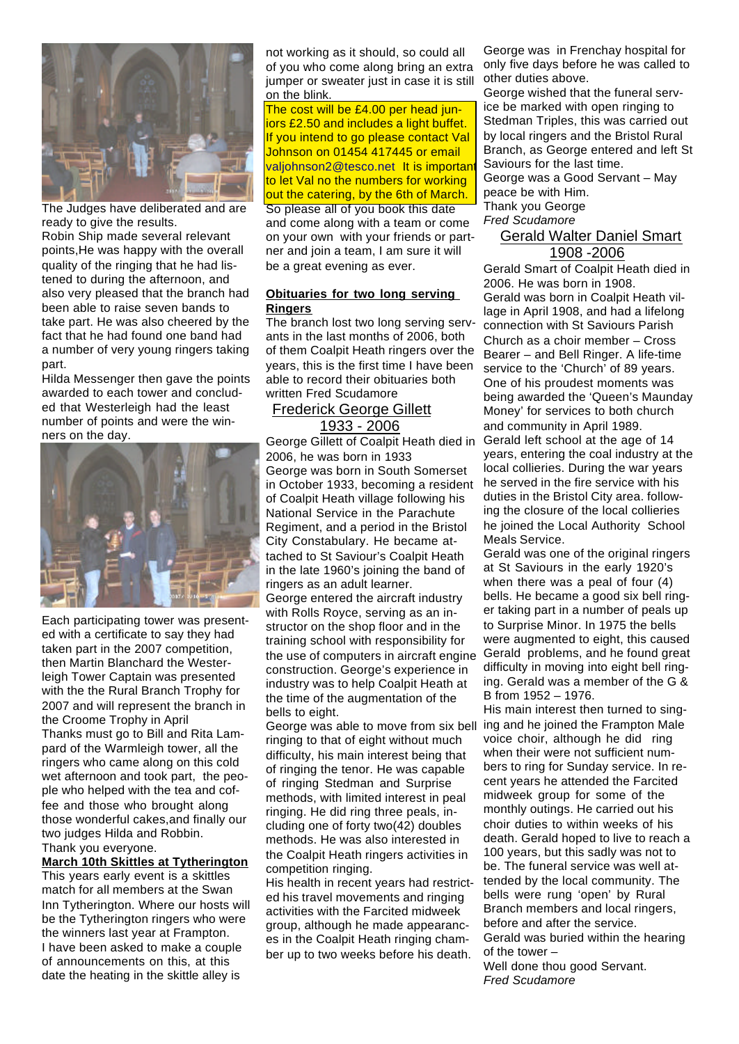The Judges have deliberated and are ready to give the results.

Robin Ship made several relevant points,He was happy with the overall quality of the ringing that he had listened to during the afternoon, and also very pleased that the branch had been able to raise seven bands to take part. He was also cheered by the fact that he had found one band had a number of very young ringers taking part.

Hilda Messenger then gave the points awarded to each tower and concluded that Westerleigh had the least number of points and were the winners on the day.

Each participating tower was presented with a certificate to say they had taken part in the 2007 competition, then Martin Blanchard the Westerleigh Tower Captain was presented with the the Rural Branch Trophy for 2007 and will represent the branch in the Croome Trophy in April

Thanks must go to Bill and Rita Lampard of the Warmleigh tower, all the ringers who came along on this cold wet afternoon and took part, the people who helped with the tea and coffee and those who brought along those wonderful cakes,and finally our two judges Hilda and Robbin.

Thank you everyone.

**March 10th Skittles at Tytherington**

This years early event is a skittles match for all members at the Swan Inn Tytherington. Where our hosts will be the Tytherington ringers who were the winners last year at Frampton.

I have been asked to make a couple of announcements on this, at this date the heating in the skittle alley is not working as it should, so could all of you who come along bring an extra jumper or sweater just in case it is still on the blink.

The cost will be £4.00 per head juniors £2.50 and includes a light buffet. If you intend to go please contact Val Johnson on 01454 417445 or email valjohnson2@tesco.net It is important to let Val no the numbers for working out the catering, by the 6th of March.

So please all of you book this date and come along with a team or come on your own with your friends or partner and join a team, I am sure it will be a great evening as ever.

**Obituaries for two long serving Ringers**

The branch lost two long serving servants in the last months of 2006, both of them Coalpit Heath ringers over the years, this is the first time I have been able to record their obituaries both written Fred Scudamore

## Frederick George Gillett
## 1933 - 2006

George Gillett of Coalpit Heath died in 2006, he was born in 1933

George was born in South Somerset in October 1933, becoming a resident of Coalpit Heath village following his National Service in the Parachute Regiment, and a period in the Bristol City Constabulary. He became attached to St Saviour's Coalpit Heath in the late 1960's joining the band of ringers as an adult learner.

George entered the aircraft industry with Rolls Royce, serving as an instructor on the shop floor and in the training school with responsibility for the use of computers in aircraft engine construction. George's experience in industry was to help Coalpit Heath at the time of the augmentation of the bells to eight.

George was able to move from six bell ringing to that of eight without much difficulty, his main interest being that of ringing the tenor. He was capable of ringing Stedman and Surprise methods, with limited interest in peal ringing. He did ring three peals, including one of forty two(42) doubles methods. He was also interested in the Coalpit Heath ringers activities in competition ringing.

His health in recent years had restricted his travel movements and ringing activities with the Farcited midweek group, although he made appearances in the Coalpit Heath ringing chamber up to two weeks before his death.

George was in Frenchay hospital for only five days before he was called to other duties above.

George wished that the funeral service be marked with open ringing to Stedman Triples, this was carried out by local ringers and the Bristol Rural Branch, as George entered and left St Saviours for the last time.

George was a Good Servant – May peace be with Him.

Thank you George

*Fred Scudamore*

## Gerald Walter Daniel Smart
## 1908 -2006

Gerald Smart of Coalpit Heath died in 2006. He was born in 1908.

Gerald was born in Coalpit Heath village in April 1908, and had a lifelong connection with St Saviours Parish Church as a choir member – Cross Bearer – and Bell Ringer. A life-time service to the 'Church' of 89 years. One of his proudest moments was being awarded the 'Queen's Maunday Money' for services to both church and community in April 1989.

Gerald left school at the age of 14 years, entering the coal industry at the local collieries. During the war years he served in the fire service with his duties in the Bristol City area. following the closure of the local collieries he joined the Local Authority School Meals Service.

Gerald was one of the original ringers at St Saviours in the early 1920's when there was a peal of four (4) bells. He became a good six bell ringer taking part in a number of peals up to Surprise Minor. In 1975 the bells were augmented to eight, this caused Gerald problems, and he found great difficulty in moving into eight bell ringing. Gerald was a member of the G & B from 1952 – 1976.

His main interest then turned to singing and he joined the Frampton Male voice choir, although he did ring when their were not sufficient numbers to ring for Sunday service. In recent years he attended the Farcited midweek group for some of the monthly outings. He carried out his choir duties to within weeks of his death. Gerald hoped to live to reach a 100 years, but this sadly was not to be. The funeral service was well attended by the local community. The bells were rung 'open' by Rural Branch members and local ringers, before and after the service.

Gerald was buried within the hearing of the tower –

Well done thou good Servant.

*Fred Scudamore*